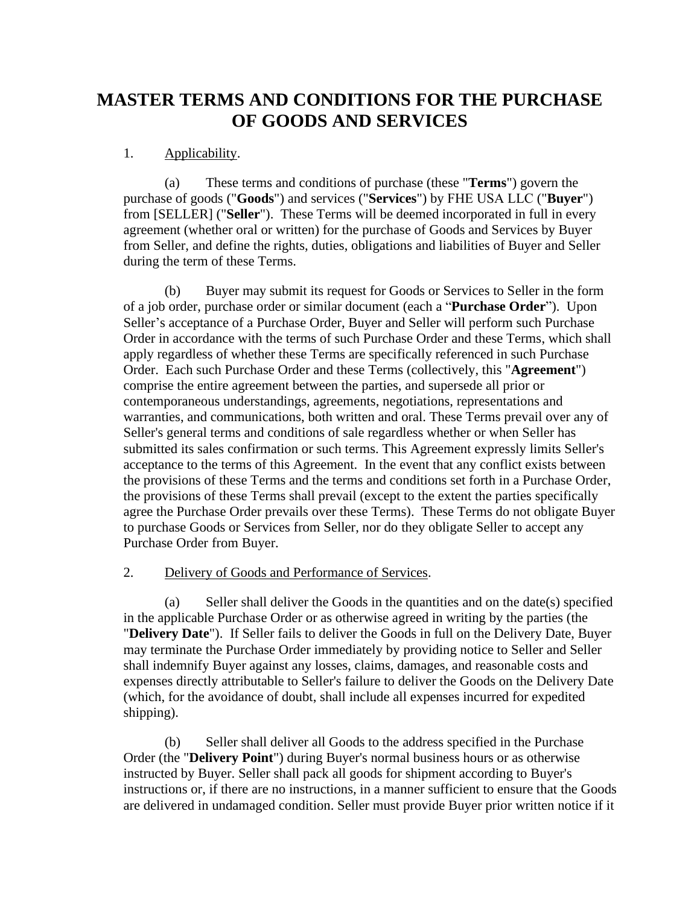# MASTER TERMS AND CONDITIONS FOR THE PURCHASE OF GOODS AND SERVICES

1. Applicability.

(a) These terms and conditions of purchase (these "**Terms**") govern the purchase of goods ("**Goods**") and services ("**Services**") by FHE USA LLC ("**Buyer**") from [SELLER] ("**Seller**"). These Terms will be deemed incorporated in full in every agreement (whether oral or written) for the purchase of Goods and Services by Buyer from Seller, and define the rights, duties, obligations and liabilities of Buyer and Seller during the term of these Terms.

(b) Buyer may submit its request for Goods or Services to Seller in the form of a job order, purchase order or similar document (each a "**Purchase Order**"). Upon Seller's acceptance of a Purchase Order, Buyer and Seller will perform such Purchase Order in accordance with the terms of such Purchase Order and these Terms, which shall apply regardless of whether these Terms are specifically referenced in such Purchase Order. Each such Purchase Order and these Terms (collectively, this "**Agreement**") comprise the entire agreement between the parties, and supersede all prior or contemporaneous understandings, agreements, negotiations, representations and warranties, and communications, both written and oral. These Terms prevail over any of Seller's general terms and conditions of sale regardless whether or when Seller has submitted its sales confirmation or such terms. This Agreement expressly limits Seller's acceptance to the terms of this Agreement. In the event that any conflict exists between the provisions of these Terms and the terms and conditions set forth in a Purchase Order, the provisions of these Terms shall prevail (except to the extent the parties specifically agree the Purchase Order prevails over these Terms). These Terms do not obligate Buyer to purchase Goods or Services from Seller, nor do they obligate Seller to accept any Purchase Order from Buyer.

2. Delivery of Goods and Performance of Services.

(a) Seller shall deliver the Goods in the quantities and on the date(s) specified in the applicable Purchase Order or as otherwise agreed in writing by the parties (the "**Delivery Date**"). If Seller fails to deliver the Goods in full on the Delivery Date, Buyer may terminate the Purchase Order immediately by providing notice to Seller and Seller shall indemnify Buyer against any losses, claims, damages, and reasonable costs and expenses directly attributable to Seller's failure to deliver the Goods on the Delivery Date (which, for the avoidance of doubt, shall include all expenses incurred for expedited shipping).

(b) Seller shall deliver all Goods to the address specified in the Purchase Order (the "**Delivery Point**") during Buyer's normal business hours or as otherwise instructed by Buyer. Seller shall pack all goods for shipment according to Buyer's instructions or, if there are no instructions, in a manner sufficient to ensure that the Goods are delivered in undamaged condition. Seller must provide Buyer prior written notice if it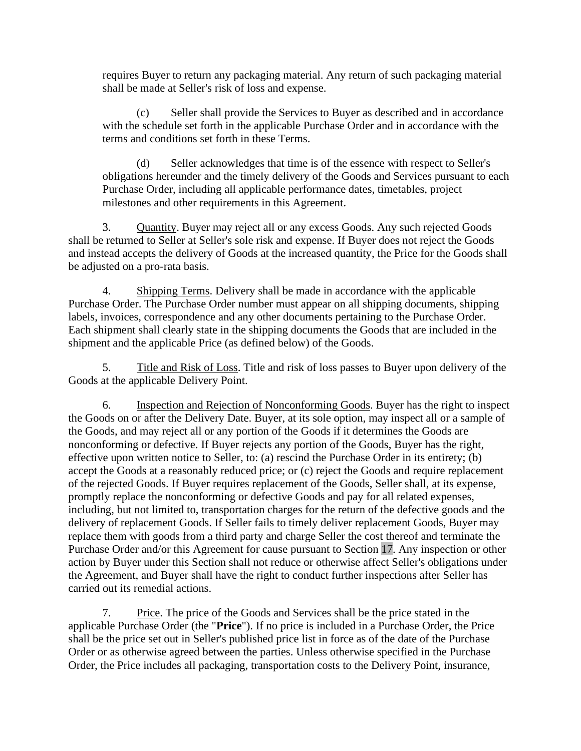requires Buyer to return any packaging material. Any return of such packaging material shall be made at Seller's risk of loss and expense.

(c) Seller shall provide the Services to Buyer as described and in accordance with the schedule set forth in the applicable Purchase Order and in accordance with the terms and conditions set forth in these Terms.

(d) Seller acknowledges that time is of the essence with respect to Seller's obligations hereunder and the timely delivery of the Goods and Services pursuant to each Purchase Order, including all applicable performance dates, timetables, project milestones and other requirements in this Agreement.

3. Quantity. Buyer may reject all or any excess Goods. Any such rejected Goods shall be returned to Seller at Seller's sole risk and expense. If Buyer does not reject the Goods and instead accepts the delivery of Goods at the increased quantity, the Price for the Goods shall be adjusted on a pro-rata basis.

4. Shipping Terms. Delivery shall be made in accordance with the applicable Purchase Order. The Purchase Order number must appear on all shipping documents, shipping labels, invoices, correspondence and any other documents pertaining to the Purchase Order. Each shipment shall clearly state in the shipping documents the Goods that are included in the shipment and the applicable Price (as defined below) of the Goods.

5. Title and Risk of Loss. Title and risk of loss passes to Buyer upon delivery of the Goods at the applicable Delivery Point.

6. Inspection and Rejection of Nonconforming Goods. Buyer has the right to inspect the Goods on or after the Delivery Date. Buyer, at its sole option, may inspect all or a sample of the Goods, and may reject all or any portion of the Goods if it determines the Goods are nonconforming or defective. If Buyer rejects any portion of the Goods, Buyer has the right, effective upon written notice to Seller, to: (a) rescind the Purchase Order in its entirety; (b) accept the Goods at a reasonably reduced price; or (c) reject the Goods and require replacement of the rejected Goods. If Buyer requires replacement of the Goods, Seller shall, at its expense, promptly replace the nonconforming or defective Goods and pay for all related expenses, including, but not limited to, transportation charges for the return of the defective goods and the delivery of replacement Goods. If Seller fails to timely deliver replacement Goods, Buyer may replace them with goods from a third party and charge Seller the cost thereof and terminate the Purchase Order and/or this Agreement for cause pursuant to Section 17. Any inspection or other action by Buyer under this Section shall not reduce or otherwise affect Seller's obligations under the Agreement, and Buyer shall have the right to conduct further inspections after Seller has carried out its remedial actions.

7. Price. The price of the Goods and Services shall be the price stated in the applicable Purchase Order (the "**Price**"). If no price is included in a Purchase Order, the Price shall be the price set out in Seller's published price list in force as of the date of the Purchase Order or as otherwise agreed between the parties. Unless otherwise specified in the Purchase Order, the Price includes all packaging, transportation costs to the Delivery Point, insurance,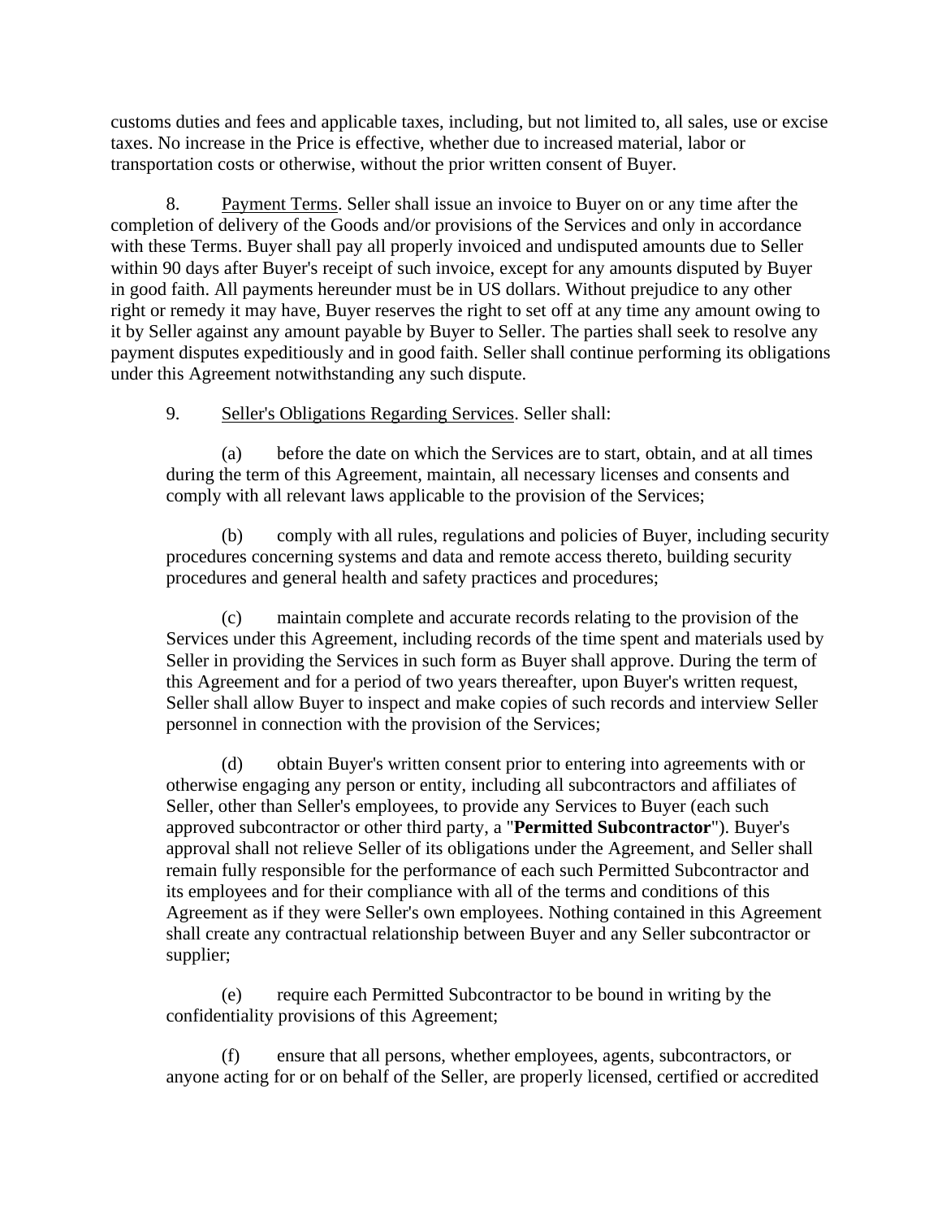customs duties and fees and applicable taxes, including, but not limited to, all sales, use or excise taxes. No increase in the Price is effective, whether due to increased material, labor or transportation costs or otherwise, without the prior written consent of Buyer.

8. Payment Terms. Seller shall issue an invoice to Buyer on or any time after the completion of delivery of the Goods and/or provisions of the Services and only in accordance with these Terms. Buyer shall pay all properly invoiced and undisputed amounts due to Seller within 90 days after Buyer's receipt of such invoice, except for any amounts disputed by Buyer in good faith. All payments hereunder must be in US dollars. Without prejudice to any other right or remedy it may have, Buyer reserves the right to set off at any time any amount owing to it by Seller against any amount payable by Buyer to Seller. The parties shall seek to resolve any payment disputes expeditiously and in good faith. Seller shall continue performing its obligations under this Agreement notwithstanding any such dispute.

9. Seller's Obligations Regarding Services. Seller shall:

(a) before the date on which the Services are to start, obtain, and at all times during the term of this Agreement, maintain, all necessary licenses and consents and comply with all relevant laws applicable to the provision of the Services;

(b) comply with all rules, regulations and policies of Buyer, including security procedures concerning systems and data and remote access thereto, building security procedures and general health and safety practices and procedures;

(c) maintain complete and accurate records relating to the provision of the Services under this Agreement, including records of the time spent and materials used by Seller in providing the Services in such form as Buyer shall approve. During the term of this Agreement and for a period of two years thereafter, upon Buyer's written request, Seller shall allow Buyer to inspect and make copies of such records and interview Seller personnel in connection with the provision of the Services;

(d) obtain Buyer's written consent prior to entering into agreements with or otherwise engaging any person or entity, including all subcontractors and affiliates of Seller, other than Seller's employees, to provide any Services to Buyer (each such approved subcontractor or other third party, a "**Permitted Subcontractor**"). Buyer's approval shall not relieve Seller of its obligations under the Agreement, and Seller shall remain fully responsible for the performance of each such Permitted Subcontractor and its employees and for their compliance with all of the terms and conditions of this Agreement as if they were Seller's own employees. Nothing contained in this Agreement shall create any contractual relationship between Buyer and any Seller subcontractor or supplier;

(e) require each Permitted Subcontractor to be bound in writing by the confidentiality provisions of this Agreement;

(f) ensure that all persons, whether employees, agents, subcontractors, or anyone acting for or on behalf of the Seller, are properly licensed, certified or accredited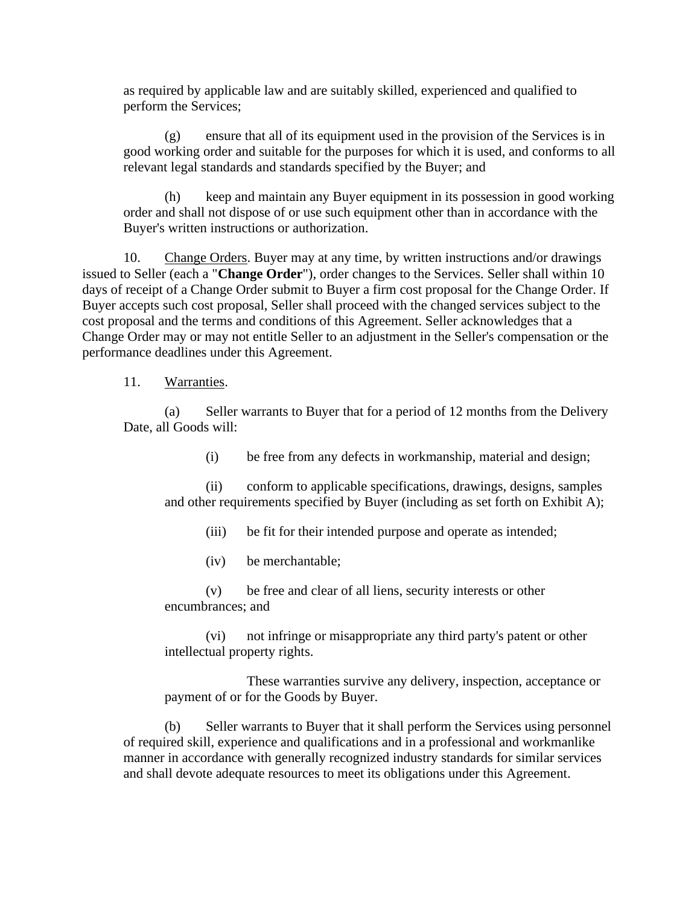as required by applicable law and are suitably skilled, experienced and qualified to perform the Services;

(g) ensure that all of its equipment used in the provision of the Services is in good working order and suitable for the purposes for which it is used, and conforms to all relevant legal standards and standards specified by the Buyer; and

(h) keep and maintain any Buyer equipment in its possession in good working order and shall not dispose of or use such equipment other than in accordance with the Buyer's written instructions or authorization.

10. Change Orders. Buyer may at any time, by written instructions and/or drawings issued to Seller (each a "**Change Order**"), order changes to the Services. Seller shall within 10 days of receipt of a Change Order submit to Buyer a firm cost proposal for the Change Order. If Buyer accepts such cost proposal, Seller shall proceed with the changed services subject to the cost proposal and the terms and conditions of this Agreement. Seller acknowledges that a Change Order may or may not entitle Seller to an adjustment in the Seller's compensation or the performance deadlines under this Agreement.

11. Warranties.

(a) Seller warrants to Buyer that for a period of 12 months from the Delivery Date, all Goods will:

(i) be free from any defects in workmanship, material and design;

(ii) conform to applicable specifications, drawings, designs, samples and other requirements specified by Buyer (including as set forth on Exhibit A);

(iii) be fit for their intended purpose and operate as intended;

(iv) be merchantable;

(v) be free and clear of all liens, security interests or other encumbrances; and

(vi) not infringe or misappropriate any third party's patent or other intellectual property rights.

These warranties survive any delivery, inspection, acceptance or payment of or for the Goods by Buyer.

(b) Seller warrants to Buyer that it shall perform the Services using personnel of required skill, experience and qualifications and in a professional and workmanlike manner in accordance with generally recognized industry standards for similar services and shall devote adequate resources to meet its obligations under this Agreement.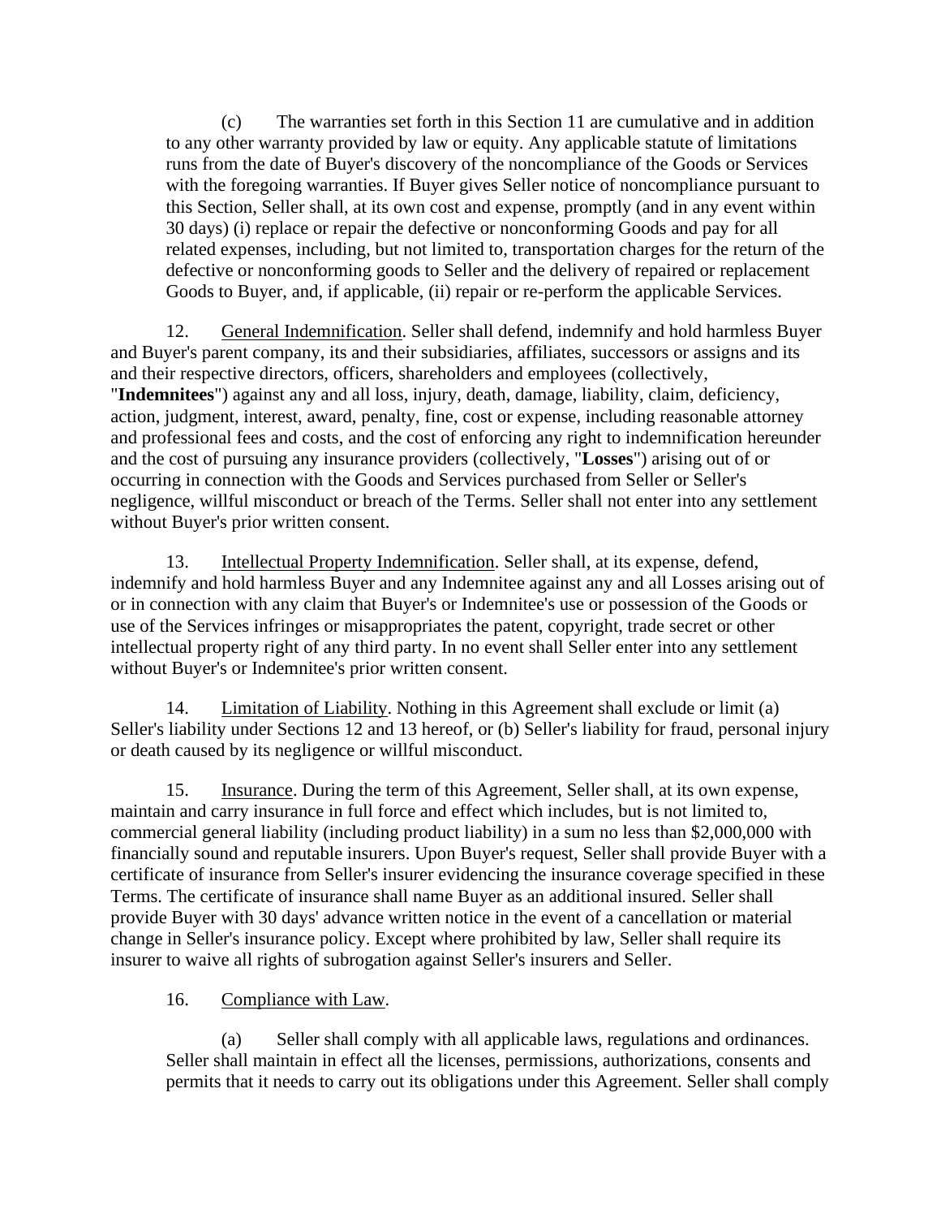(c) The warranties set forth in this Section 11 are cumulative and in addition to any other warranty provided by law or equity. Any applicable statute of limitations runs from the date of Buyer's discovery of the noncompliance of the Goods or Services with the foregoing warranties. If Buyer gives Seller notice of noncompliance pursuant to this Section, Seller shall, at its own cost and expense, promptly (and in any event within 30 days) (i) replace or repair the defective or nonconforming Goods and pay for all related expenses, including, but not limited to, transportation charges for the return of the defective or nonconforming goods to Seller and the delivery of repaired or replacement Goods to Buyer, and, if applicable, (ii) repair or re-perform the applicable Services.

12. General Indemnification. Seller shall defend, indemnify and hold harmless Buyer and Buyer's parent company, its and their subsidiaries, affiliates, successors or assigns and its and their respective directors, officers, shareholders and employees (collectively, "**Indemnitees**") against any and all loss, injury, death, damage, liability, claim, deficiency, action, judgment, interest, award, penalty, fine, cost or expense, including reasonable attorney and professional fees and costs, and the cost of enforcing any right to indemnification hereunder and the cost of pursuing any insurance providers (collectively, "**Losses**") arising out of or occurring in connection with the Goods and Services purchased from Seller or Seller's negligence, willful misconduct or breach of the Terms. Seller shall not enter into any settlement without Buyer's prior written consent.

13. Intellectual Property Indemnification. Seller shall, at its expense, defend, indemnify and hold harmless Buyer and any Indemnitee against any and all Losses arising out of or in connection with any claim that Buyer's or Indemnitee's use or possession of the Goods or use of the Services infringes or misappropriates the patent, copyright, trade secret or other intellectual property right of any third party. In no event shall Seller enter into any settlement without Buyer's or Indemnitee's prior written consent.

14. Limitation of Liability. Nothing in this Agreement shall exclude or limit (a) Seller's liability under Sections 12 and 13 hereof, or (b) Seller's liability for fraud, personal injury or death caused by its negligence or willful misconduct.

15. Insurance. During the term of this Agreement, Seller shall, at its own expense, maintain and carry insurance in full force and effect which includes, but is not limited to, commercial general liability (including product liability) in a sum no less than $2,000,000 with financially sound and reputable insurers. Upon Buyer's request, Seller shall provide Buyer with a certificate of insurance from Seller's insurer evidencing the insurance coverage specified in these Terms. The certificate of insurance shall name Buyer as an additional insured. Seller shall provide Buyer with 30 days' advance written notice in the event of a cancellation or material change in Seller's insurance policy. Except where prohibited by law, Seller shall require its insurer to waive all rights of subrogation against Seller's insurers and Seller.

16. Compliance with Law.

(a) Seller shall comply with all applicable laws, regulations and ordinances. Seller shall maintain in effect all the licenses, permissions, authorizations, consents and permits that it needs to carry out its obligations under this Agreement. Seller shall comply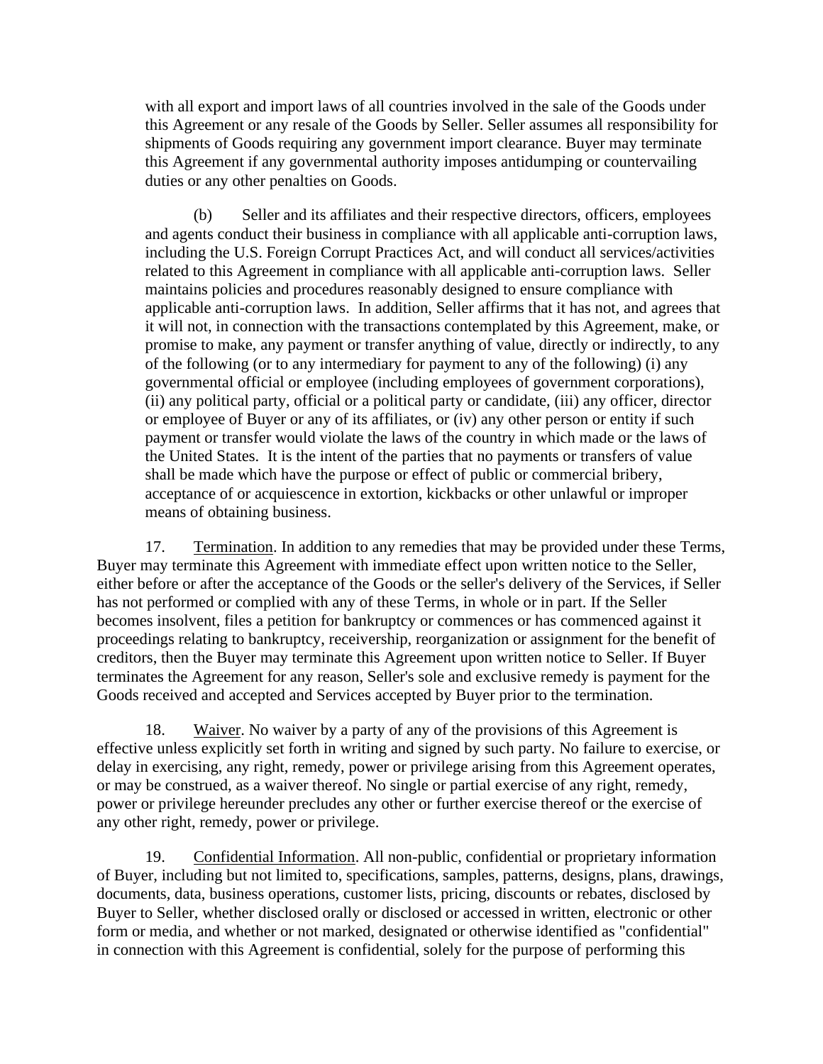with all export and import laws of all countries involved in the sale of the Goods under this Agreement or any resale of the Goods by Seller. Seller assumes all responsibility for shipments of Goods requiring any government import clearance. Buyer may terminate this Agreement if any governmental authority imposes antidumping or countervailing duties or any other penalties on Goods.

(b) Seller and its affiliates and their respective directors, officers, employees and agents conduct their business in compliance with all applicable anti-corruption laws, including the U.S. Foreign Corrupt Practices Act, and will conduct all services/activities related to this Agreement in compliance with all applicable anti-corruption laws. Seller maintains policies and procedures reasonably designed to ensure compliance with applicable anti-corruption laws. In addition, Seller affirms that it has not, and agrees that it will not, in connection with the transactions contemplated by this Agreement, make, or promise to make, any payment or transfer anything of value, directly or indirectly, to any of the following (or to any intermediary for payment to any of the following) (i) any governmental official or employee (including employees of government corporations), (ii) any political party, official or a political party or candidate, (iii) any officer, director or employee of Buyer or any of its affiliates, or (iv) any other person or entity if such payment or transfer would violate the laws of the country in which made or the laws of the United States. It is the intent of the parties that no payments or transfers of value shall be made which have the purpose or effect of public or commercial bribery, acceptance of or acquiescence in extortion, kickbacks or other unlawful or improper means of obtaining business.

17. Termination. In addition to any remedies that may be provided under these Terms, Buyer may terminate this Agreement with immediate effect upon written notice to the Seller, either before or after the acceptance of the Goods or the seller's delivery of the Services, if Seller has not performed or complied with any of these Terms, in whole or in part. If the Seller becomes insolvent, files a petition for bankruptcy or commences or has commenced against it proceedings relating to bankruptcy, receivership, reorganization or assignment for the benefit of creditors, then the Buyer may terminate this Agreement upon written notice to Seller. If Buyer terminates the Agreement for any reason, Seller's sole and exclusive remedy is payment for the Goods received and accepted and Services accepted by Buyer prior to the termination.

18. Waiver. No waiver by a party of any of the provisions of this Agreement is effective unless explicitly set forth in writing and signed by such party. No failure to exercise, or delay in exercising, any right, remedy, power or privilege arising from this Agreement operates, or may be construed, as a waiver thereof. No single or partial exercise of any right, remedy, power or privilege hereunder precludes any other or further exercise thereof or the exercise of any other right, remedy, power or privilege.

19. Confidential Information. All non-public, confidential or proprietary information of Buyer, including but not limited to, specifications, samples, patterns, designs, plans, drawings, documents, data, business operations, customer lists, pricing, discounts or rebates, disclosed by Buyer to Seller, whether disclosed orally or disclosed or accessed in written, electronic or other form or media, and whether or not marked, designated or otherwise identified as "confidential" in connection with this Agreement is confidential, solely for the purpose of performing this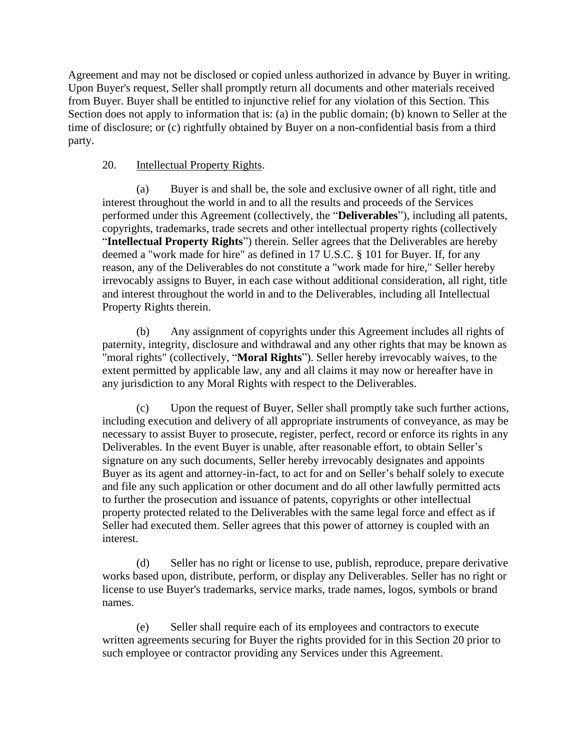Agreement and may not be disclosed or copied unless authorized in advance by Buyer in writing. Upon Buyer's request, Seller shall promptly return all documents and other materials received from Buyer. Buyer shall be entitled to injunctive relief for any violation of this Section. This Section does not apply to information that is: (a) in the public domain; (b) known to Seller at the time of disclosure; or (c) rightfully obtained by Buyer on a non-confidential basis from a third party.

20. Intellectual Property Rights.

(a) Buyer is and shall be, the sole and exclusive owner of all right, title and interest throughout the world in and to all the results and proceeds of the Services performed under this Agreement (collectively, the "**Deliverables**"), including all patents, copyrights, trademarks, trade secrets and other intellectual property rights (collectively "**Intellectual Property Rights**") therein. Seller agrees that the Deliverables are hereby deemed a "work made for hire" as defined in 17 U.S.C. § 101 for Buyer. If, for any reason, any of the Deliverables do not constitute a "work made for hire," Seller hereby irrevocably assigns to Buyer, in each case without additional consideration, all right, title and interest throughout the world in and to the Deliverables, including all Intellectual Property Rights therein.

(b) Any assignment of copyrights under this Agreement includes all rights of paternity, integrity, disclosure and withdrawal and any other rights that may be known as "moral rights" (collectively, "**Moral Rights**"). Seller hereby irrevocably waives, to the extent permitted by applicable law, any and all claims it may now or hereafter have in any jurisdiction to any Moral Rights with respect to the Deliverables.

(c) Upon the request of Buyer, Seller shall promptly take such further actions, including execution and delivery of all appropriate instruments of conveyance, as may be necessary to assist Buyer to prosecute, register, perfect, record or enforce its rights in any Deliverables. In the event Buyer is unable, after reasonable effort, to obtain Seller's signature on any such documents, Seller hereby irrevocably designates and appoints Buyer as its agent and attorney-in-fact, to act for and on Seller's behalf solely to execute and file any such application or other document and do all other lawfully permitted acts to further the prosecution and issuance of patents, copyrights or other intellectual property protected related to the Deliverables with the same legal force and effect as if Seller had executed them. Seller agrees that this power of attorney is coupled with an interest.

(d) Seller has no right or license to use, publish, reproduce, prepare derivative works based upon, distribute, perform, or display any Deliverables. Seller has no right or license to use Buyer's trademarks, service marks, trade names, logos, symbols or brand names.

(e) Seller shall require each of its employees and contractors to execute written agreements securing for Buyer the rights provided for in this Section 20 prior to such employee or contractor providing any Services under this Agreement.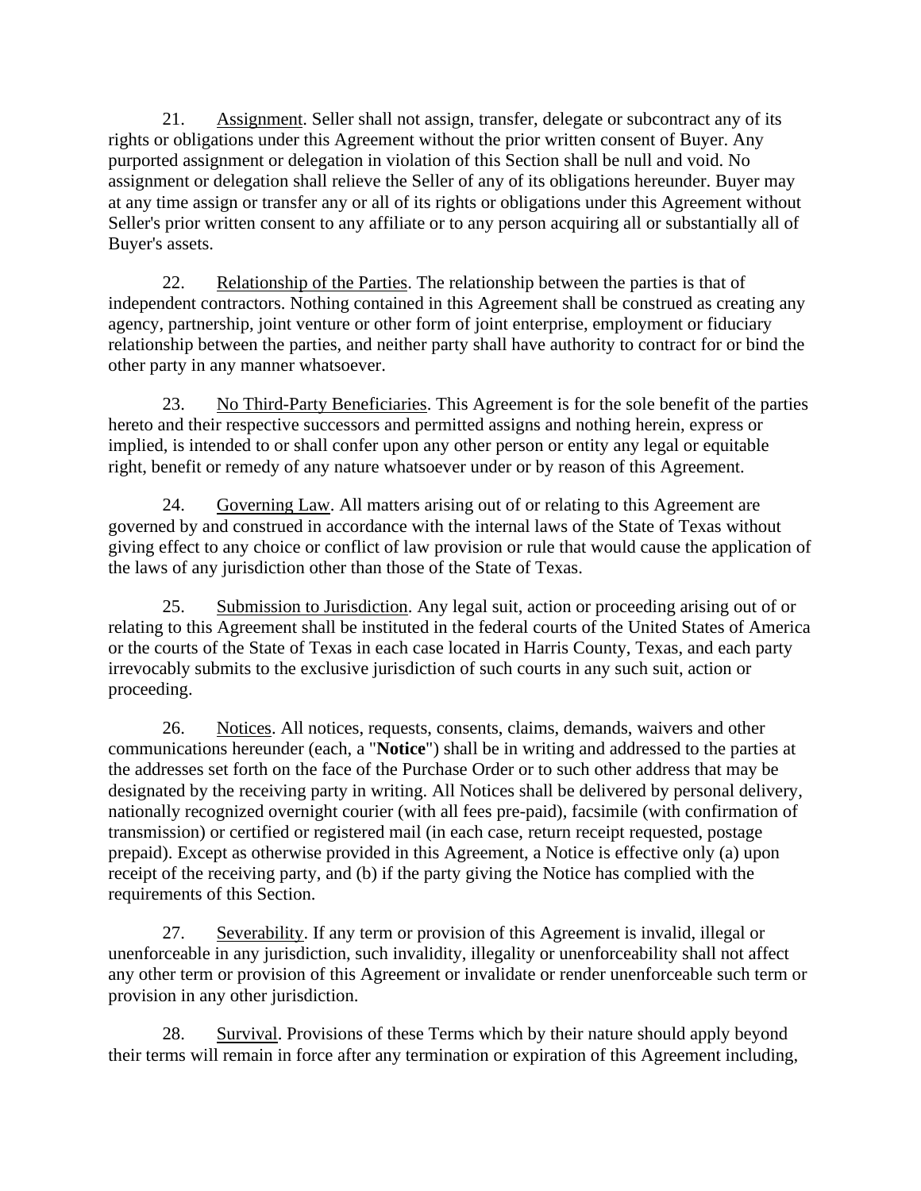21. Assignment. Seller shall not assign, transfer, delegate or subcontract any of its rights or obligations under this Agreement without the prior written consent of Buyer. Any purported assignment or delegation in violation of this Section shall be null and void. No assignment or delegation shall relieve the Seller of any of its obligations hereunder. Buyer may at any time assign or transfer any or all of its rights or obligations under this Agreement without Seller's prior written consent to any affiliate or to any person acquiring all or substantially all of Buyer's assets.

22. Relationship of the Parties. The relationship between the parties is that of independent contractors. Nothing contained in this Agreement shall be construed as creating any agency, partnership, joint venture or other form of joint enterprise, employment or fiduciary relationship between the parties, and neither party shall have authority to contract for or bind the other party in any manner whatsoever.

23. No Third-Party Beneficiaries. This Agreement is for the sole benefit of the parties hereto and their respective successors and permitted assigns and nothing herein, express or implied, is intended to or shall confer upon any other person or entity any legal or equitable right, benefit or remedy of any nature whatsoever under or by reason of this Agreement.

24. Governing Law. All matters arising out of or relating to this Agreement are governed by and construed in accordance with the internal laws of the State of Texas without giving effect to any choice or conflict of law provision or rule that would cause the application of the laws of any jurisdiction other than those of the State of Texas.

25. Submission to Jurisdiction. Any legal suit, action or proceeding arising out of or relating to this Agreement shall be instituted in the federal courts of the United States of America or the courts of the State of Texas in each case located in Harris County, Texas, and each party irrevocably submits to the exclusive jurisdiction of such courts in any such suit, action or proceeding.

26. Notices. All notices, requests, consents, claims, demands, waivers and other communications hereunder (each, a "**Notice**") shall be in writing and addressed to the parties at the addresses set forth on the face of the Purchase Order or to such other address that may be designated by the receiving party in writing. All Notices shall be delivered by personal delivery, nationally recognized overnight courier (with all fees pre-paid), facsimile (with confirmation of transmission) or certified or registered mail (in each case, return receipt requested, postage prepaid). Except as otherwise provided in this Agreement, a Notice is effective only (a) upon receipt of the receiving party, and (b) if the party giving the Notice has complied with the requirements of this Section.

27. Severability. If any term or provision of this Agreement is invalid, illegal or unenforceable in any jurisdiction, such invalidity, illegality or unenforceability shall not affect any other term or provision of this Agreement or invalidate or render unenforceable such term or provision in any other jurisdiction.

28. Survival. Provisions of these Terms which by their nature should apply beyond their terms will remain in force after any termination or expiration of this Agreement including,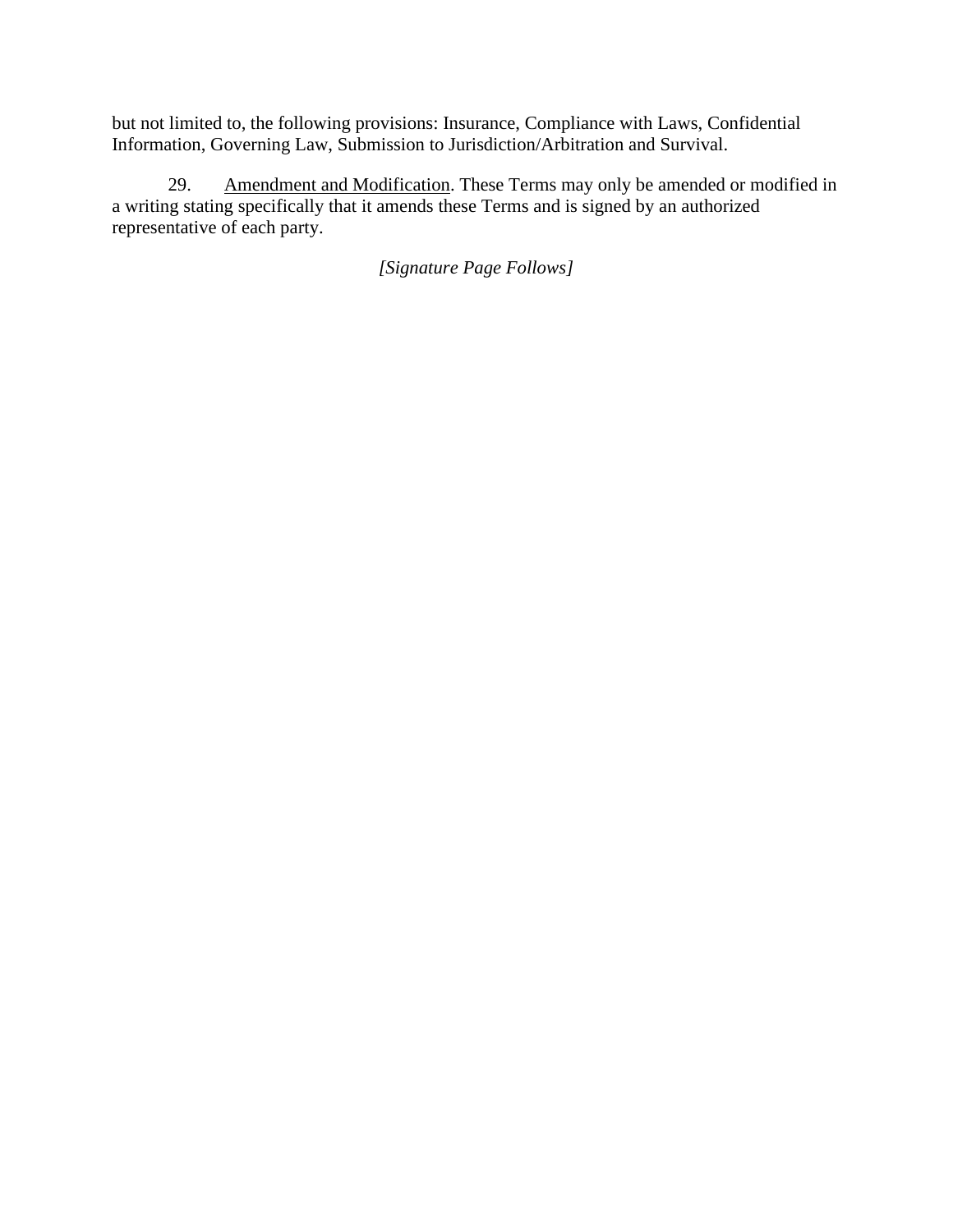but not limited to, the following provisions: Insurance, Compliance with Laws, Confidential Information, Governing Law, Submission to Jurisdiction/Arbitration and Survival.

29. Amendment and Modification. These Terms may only be amended or modified in a writing stating specifically that it amends these Terms and is signed by an authorized representative of each party.

*[Signature Page Follows]*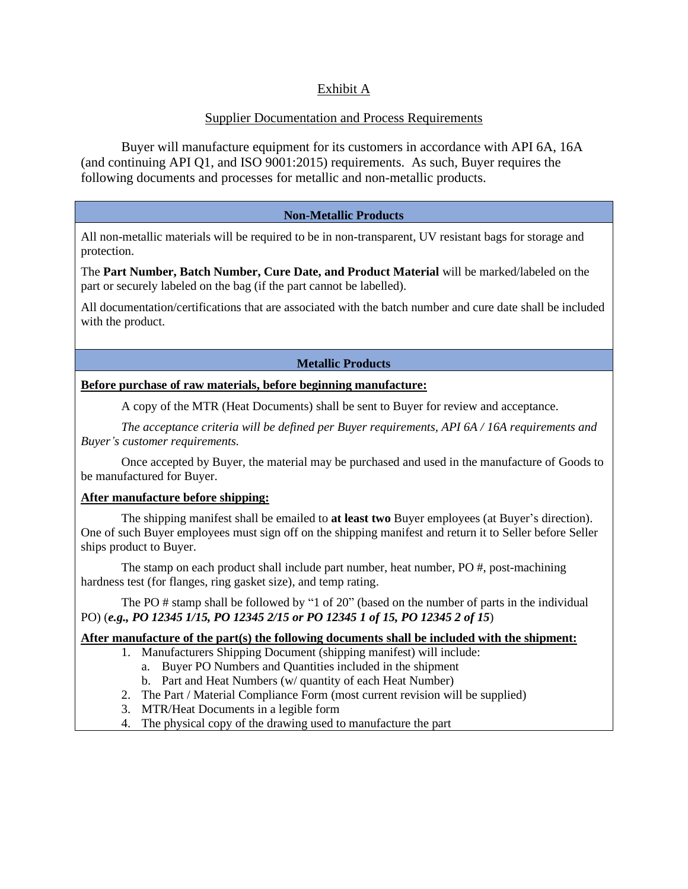# Exhibit A

## Supplier Documentation and Process Requirements

Buyer will manufacture equipment for its customers in accordance with API 6A, 16A (and continuing API Q1, and ISO 9001:2015) requirements. As such, Buyer requires the following documents and processes for metallic and non-metallic products.

### Non-Metallic Products

All non-metallic materials will be required to be in non-transparent, UV resistant bags for storage and protection.

The **Part Number, Batch Number, Cure Date, and Product Material** will be marked/labeled on the part or securely labeled on the bag (if the part cannot be labelled).

All documentation/certifications that are associated with the batch number and cure date shall be included with the product.

### Metallic Products

**Before purchase of raw materials, before beginning manufacture:**

A copy of the MTR (Heat Documents) shall be sent to Buyer for review and acceptance.

*The acceptance criteria will be defined per Buyer requirements, API 6A / 16A requirements and Buyer's customer requirements.*

Once accepted by Buyer, the material may be purchased and used in the manufacture of Goods to be manufactured for Buyer.

**After manufacture before shipping:**

The shipping manifest shall be emailed to **at least two** Buyer employees (at Buyer's direction). One of such Buyer employees must sign off on the shipping manifest and return it to Seller before Seller ships product to Buyer.

The stamp on each product shall include part number, heat number, PO #, post-machining hardness test (for flanges, ring gasket size), and temp rating.

The PO # stamp shall be followed by "1 of 20" (based on the number of parts in the individual PO) (***e.g., PO 12345 1/15, PO 12345 2/15 or PO 12345 1 of 15, PO 12345 2 of 15***)

**After manufacture of the part(s) the following documents shall be included with the shipment:**

1. Manufacturers Shipping Document (shipping manifest) will include:
   a. Buyer PO Numbers and Quantities included in the shipment
   b. Part and Heat Numbers (w/ quantity of each Heat Number)
2. The Part / Material Compliance Form (most current revision will be supplied)
3. MTR/Heat Documents in a legible form
4. The physical copy of the drawing used to manufacture the part